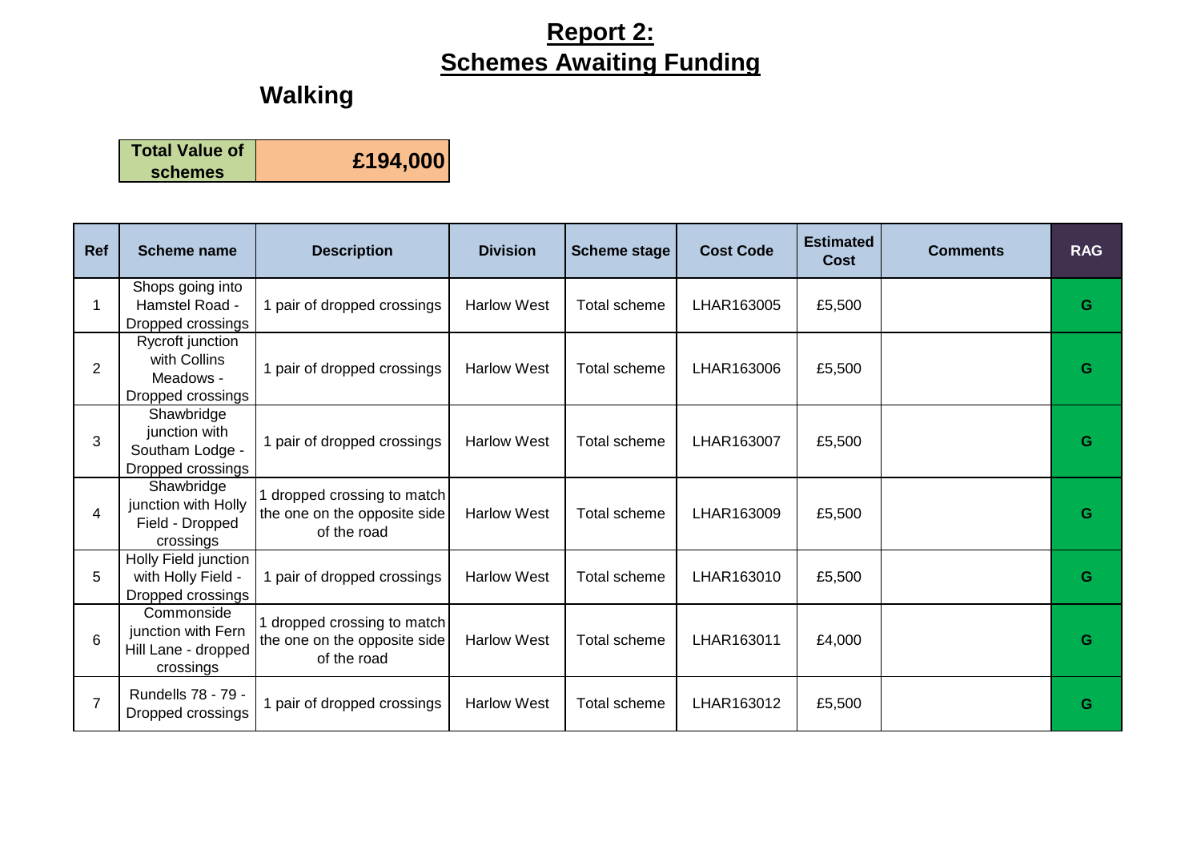# **Report 2:**
# **Schemes Awaiting Funding**

## Walking

| **Total Value of schemes** | **£194,000** |
|---|---|

| Ref | Scheme name | Description | Division | Scheme stage | Cost Code | Estimated Cost | Comments | RAG |
|---|---|---|---|---|---|---|---|---|
| 1 | Shops going into Hamstel Road - Dropped crossings | 1 pair of dropped crossings | Harlow West | Total scheme | LHAR163005 | £5,500 | | G |
| 2 | Rycroft junction with Collins Meadows - Dropped crossings | 1 pair of dropped crossings | Harlow West | Total scheme | LHAR163006 | £5,500 | | G |
| 3 | Shawbridge junction with Southam Lodge - Dropped crossings | 1 pair of dropped crossings | Harlow West | Total scheme | LHAR163007 | £5,500 | | G |
| 4 | Shawbridge junction with Holly Field - Dropped crossings | 1 dropped crossing to match the one on the opposite side of the road | Harlow West | Total scheme | LHAR163009 | £5,500 | | G |
| 5 | Holly Field junction with Holly Field - Dropped crossings | 1 pair of dropped crossings | Harlow West | Total scheme | LHAR163010 | £5,500 | | G |
| 6 | Commonside junction with Fern Hill Lane - dropped crossings | 1 dropped crossing to match the one on the opposite side of the road | Harlow West | Total scheme | LHAR163011 | £4,000 | | G |
| 7 | Rundells 78 - 79 - Dropped crossings | 1 pair of dropped crossings | Harlow West | Total scheme | LHAR163012 | £5,500 | | G |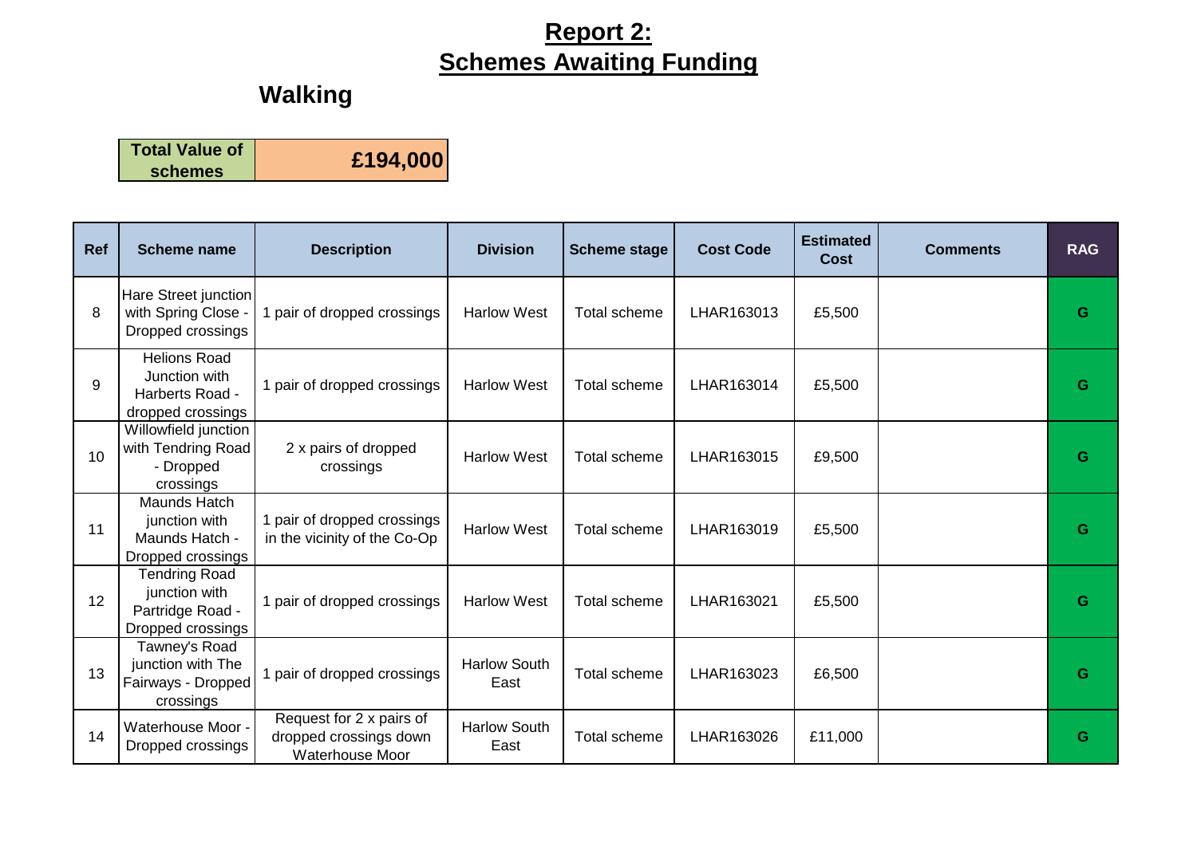# Report 2:
# Schemes Awaiting Funding

## Walking

| Total Value of schemes | £194,000 |
|---|---|

| Ref | Scheme name | Description | Division | Scheme stage | Cost Code | Estimated Cost | Comments | RAG |
|---|---|---|---|---|---|---|---|---|
| 8 | Hare Street junction with Spring Close - Dropped crossings | 1 pair of dropped crossings | Harlow West | Total scheme | LHAR163013 | £5,500 | | G |
| 9 | Helions Road Junction with Harberts Road - dropped crossings | 1 pair of dropped crossings | Harlow West | Total scheme | LHAR163014 | £5,500 | | G |
| 10 | Willowfield junction with Tendring Road - Dropped crossings | 2 x pairs of dropped crossings | Harlow West | Total scheme | LHAR163015 | £9,500 | | G |
| 11 | Maunds Hatch junction with Maunds Hatch - Dropped crossings | 1 pair of dropped crossings in the vicinity of the Co-Op | Harlow West | Total scheme | LHAR163019 | £5,500 | | G |
| 12 | Tendring Road junction with Partridge Road - Dropped crossings | 1 pair of dropped crossings | Harlow West | Total scheme | LHAR163021 | £5,500 | | G |
| 13 | Tawney's Road junction with The Fairways - Dropped crossings | 1 pair of dropped crossings | Harlow South East | Total scheme | LHAR163023 | £6,500 | | G |
| 14 | Waterhouse Moor - Dropped crossings | Request for 2 x pairs of dropped crossings down Waterhouse Moor | Harlow South East | Total scheme | LHAR163026 | £11,000 | | G |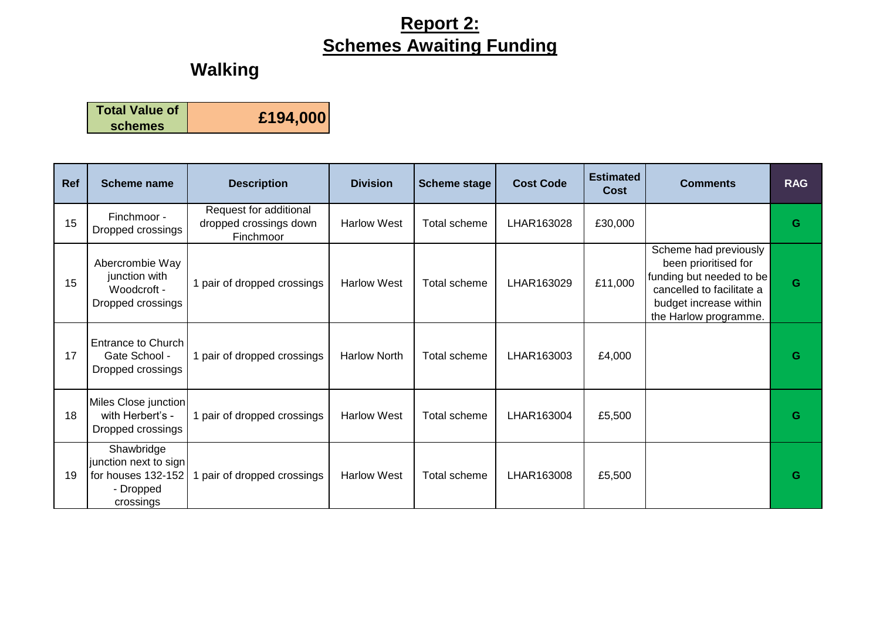# Report 2:
# Schemes Awaiting Funding

## Walking

| Total Value of schemes | £194,000 |
|---|---|

| Ref | Scheme name | Description | Division | Scheme stage | Cost Code | Estimated Cost | Comments | RAG |
|---|---|---|---|---|---|---|---|---|
| 15 | Finchmoor - Dropped crossings | Request for additional dropped crossings down Finchmoor | Harlow West | Total scheme | LHAR163028 | £30,000 | | G |
| 15 | Abercrombie Way junction with Woodcroft - Dropped crossings | 1 pair of dropped crossings | Harlow West | Total scheme | LHAR163029 | £11,000 | Scheme had previously been prioritised for funding but needed to be cancelled to facilitate a budget increase within the Harlow programme. | G |
| 17 | Entrance to Church Gate School - Dropped crossings | 1 pair of dropped crossings | Harlow North | Total scheme | LHAR163003 | £4,000 | | G |
| 18 | Miles Close junction with Herbert's - Dropped crossings | 1 pair of dropped crossings | Harlow West | Total scheme | LHAR163004 | £5,500 | | G |
| 19 | Shawbridge junction next to sign for houses 132-152 - Dropped crossings | 1 pair of dropped crossings | Harlow West | Total scheme | LHAR163008 | £5,500 | | G |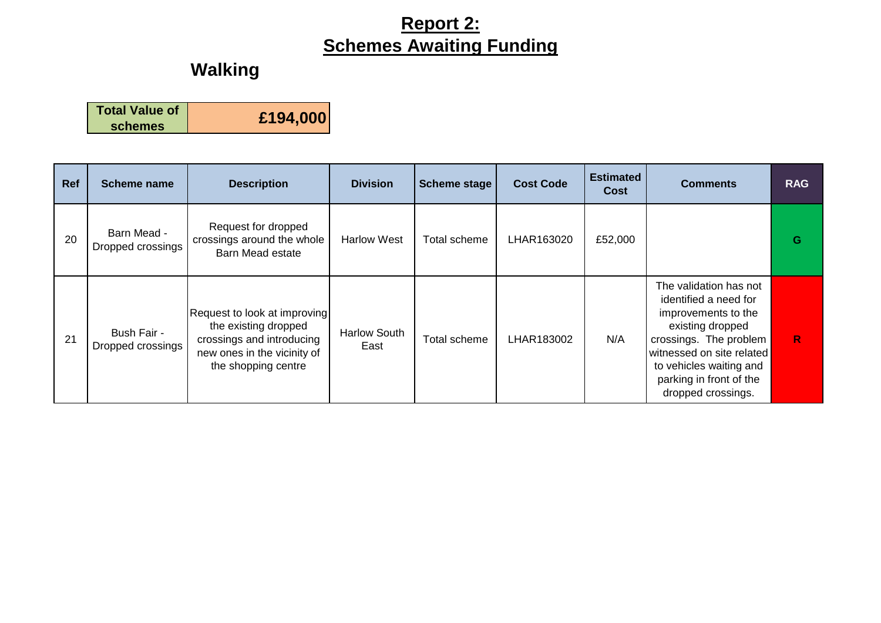# Report 2:
# Schemes Awaiting Funding

## Walking

| Total Value of schemes | £194,000 |
|---|---|

| Ref | Scheme name | Description | Division | Scheme stage | Cost Code | Estimated Cost | Comments | RAG |
|---|---|---|---|---|---|---|---|---|
| 20 | Barn Mead - Dropped crossings | Request for dropped crossings around the whole Barn Mead estate | Harlow West | Total scheme | LHAR163020 | £52,000 | | G |
| 21 | Bush Fair - Dropped crossings | Request to look at improving the existing dropped crossings and introducing new ones in the vicinity of the shopping centre | Harlow South East | Total scheme | LHAR183002 | N/A | The validation has not identified a need for improvements to the existing dropped crossings. The problem witnessed on site related to vehicles waiting and parking in front of the dropped crossings. | R |